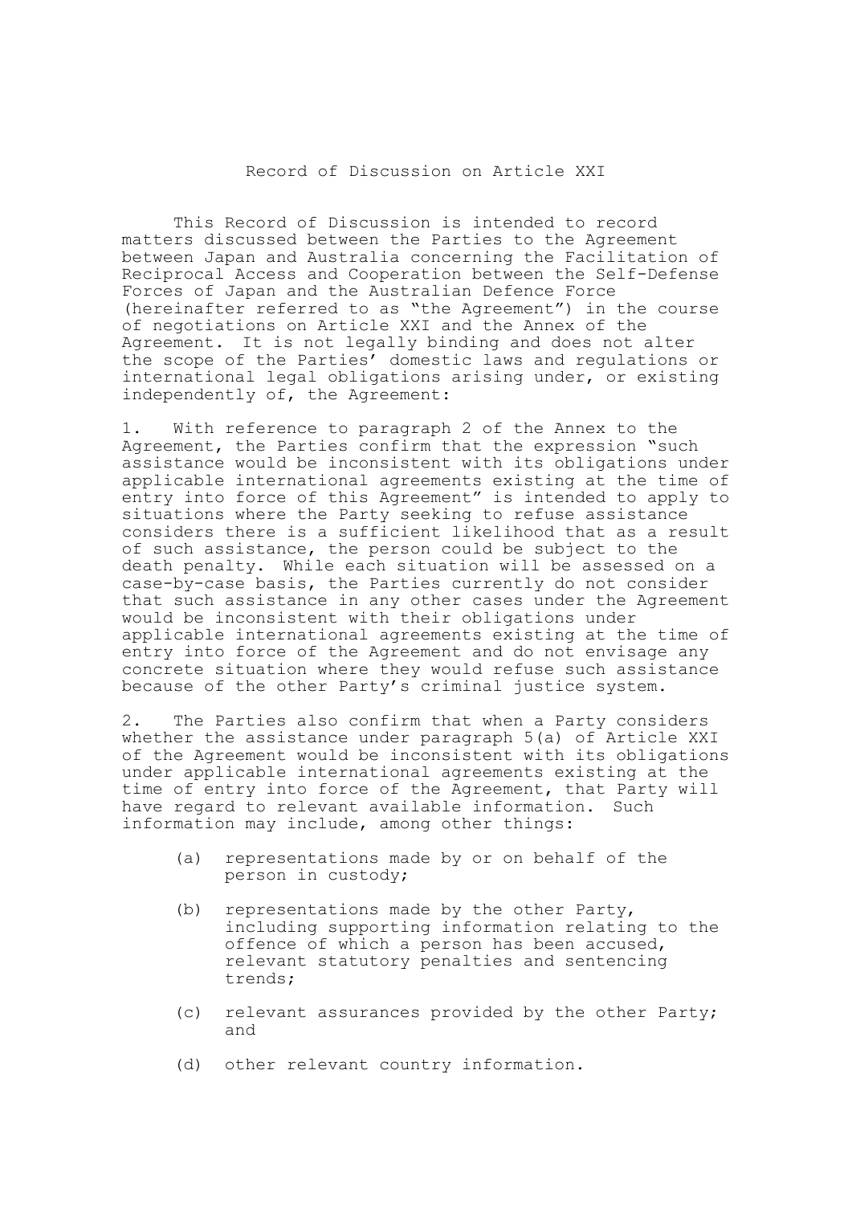# Record of Discussion on Article XXI

This Record of Discussion is intended to record matters discussed between the Parties to the Agreement between Japan and Australia concerning the Facilitation of Reciprocal Access and Cooperation between the Self-Defense Forces of Japan and the Australian Defence Force (hereinafter referred to as "the Agreement") in the course of negotiations on Article XXI and the Annex of the Agreement. It is not legally binding and does not alter the scope of the Parties' domestic laws and regulations or international legal obligations arising under, or existing independently of, the Agreement:

1. With reference to paragraph 2 of the Annex to the Agreement, the Parties confirm that the expression "such assistance would be inconsistent with its obligations under applicable international agreements existing at the time of entry into force of this Agreement" is intended to apply to situations where the Party seeking to refuse assistance considers there is a sufficient likelihood that as a result of such assistance, the person could be subject to the death penalty. While each situation will be assessed on a case-by-case basis, the Parties currently do not consider that such assistance in any other cases under the Agreement would be inconsistent with their obligations under applicable international agreements existing at the time of entry into force of the Agreement and do not envisage any concrete situation where they would refuse such assistance because of the other Party's criminal justice system.

2. The Parties also confirm that when a Party considers whether the assistance under paragraph 5(a) of Article XXI of the Agreement would be inconsistent with its obligations under applicable international agreements existing at the time of entry into force of the Agreement, that Party will have regard to relevant available information. Such information may include, among other things:

   (a) representations made by or on behalf of the person in custody;

   (b) representations made by the other Party, including supporting information relating to the offence of which a person has been accused, relevant statutory penalties and sentencing trends;

   (c) relevant assurances provided by the other Party; and

   (d) other relevant country information.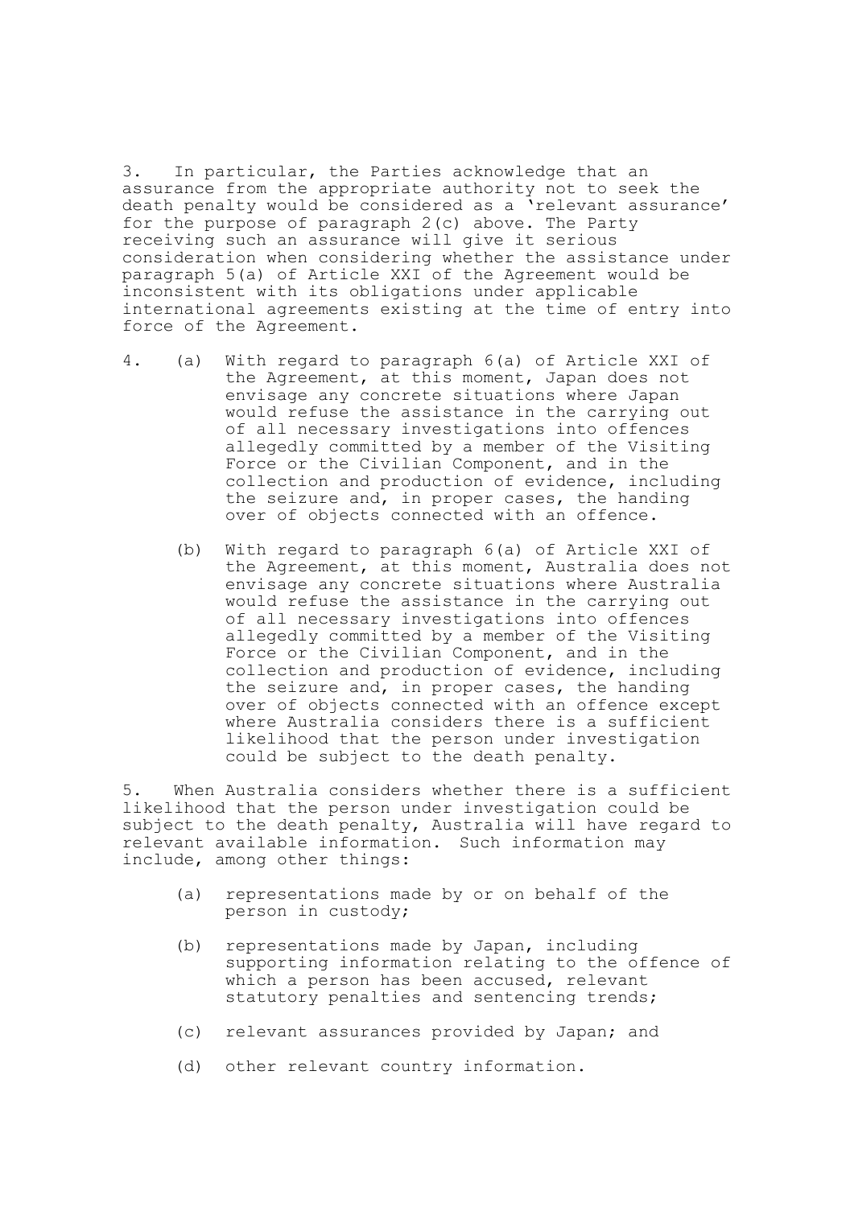3. In particular, the Parties acknowledge that an assurance from the appropriate authority not to seek the death penalty would be considered as a 'relevant assurance' for the purpose of paragraph 2(c) above. The Party receiving such an assurance will give it serious consideration when considering whether the assistance under paragraph 5(a) of Article XXI of the Agreement would be inconsistent with its obligations under applicable international agreements existing at the time of entry into force of the Agreement.

4. (a) With regard to paragraph 6(a) of Article XXI of the Agreement, at this moment, Japan does not envisage any concrete situations where Japan would refuse the assistance in the carrying out of all necessary investigations into offences allegedly committed by a member of the Visiting Force or the Civilian Component, and in the collection and production of evidence, including the seizure and, in proper cases, the handing over of objects connected with an offence.

   (b) With regard to paragraph 6(a) of Article XXI of the Agreement, at this moment, Australia does not envisage any concrete situations where Australia would refuse the assistance in the carrying out of all necessary investigations into offences allegedly committed by a member of the Visiting Force or the Civilian Component, and in the collection and production of evidence, including the seizure and, in proper cases, the handing over of objects connected with an offence except where Australia considers there is a sufficient likelihood that the person under investigation could be subject to the death penalty.

5. When Australia considers whether there is a sufficient likelihood that the person under investigation could be subject to the death penalty, Australia will have regard to relevant available information. Such information may include, among other things:

   (a) representations made by or on behalf of the person in custody;

   (b) representations made by Japan, including supporting information relating to the offence of which a person has been accused, relevant statutory penalties and sentencing trends;

   (c) relevant assurances provided by Japan; and

   (d) other relevant country information.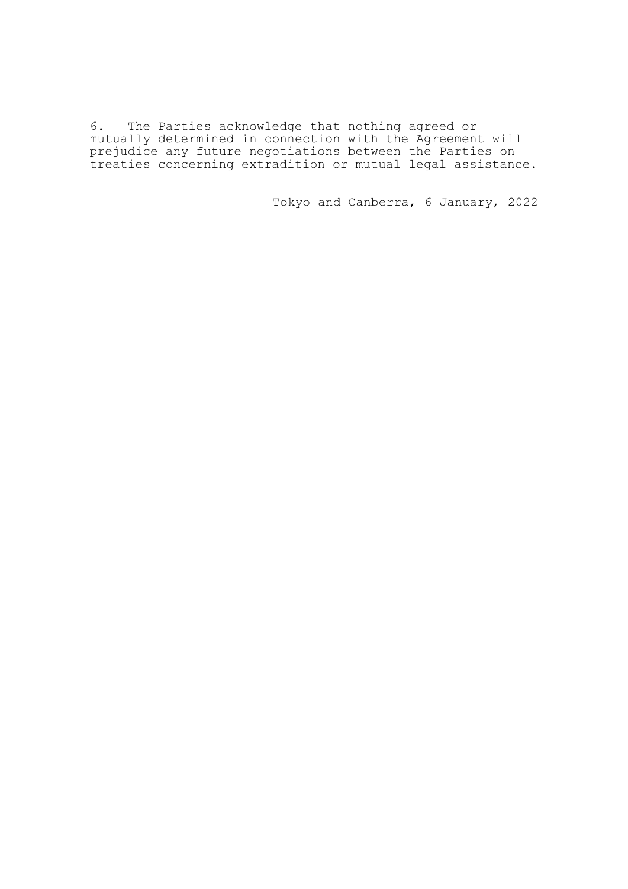6. The Parties acknowledge that nothing agreed or mutually determined in connection with the Agreement will prejudice any future negotiations between the Parties on treaties concerning extradition or mutual legal assistance.

Tokyo and Canberra, 6 January, 2022